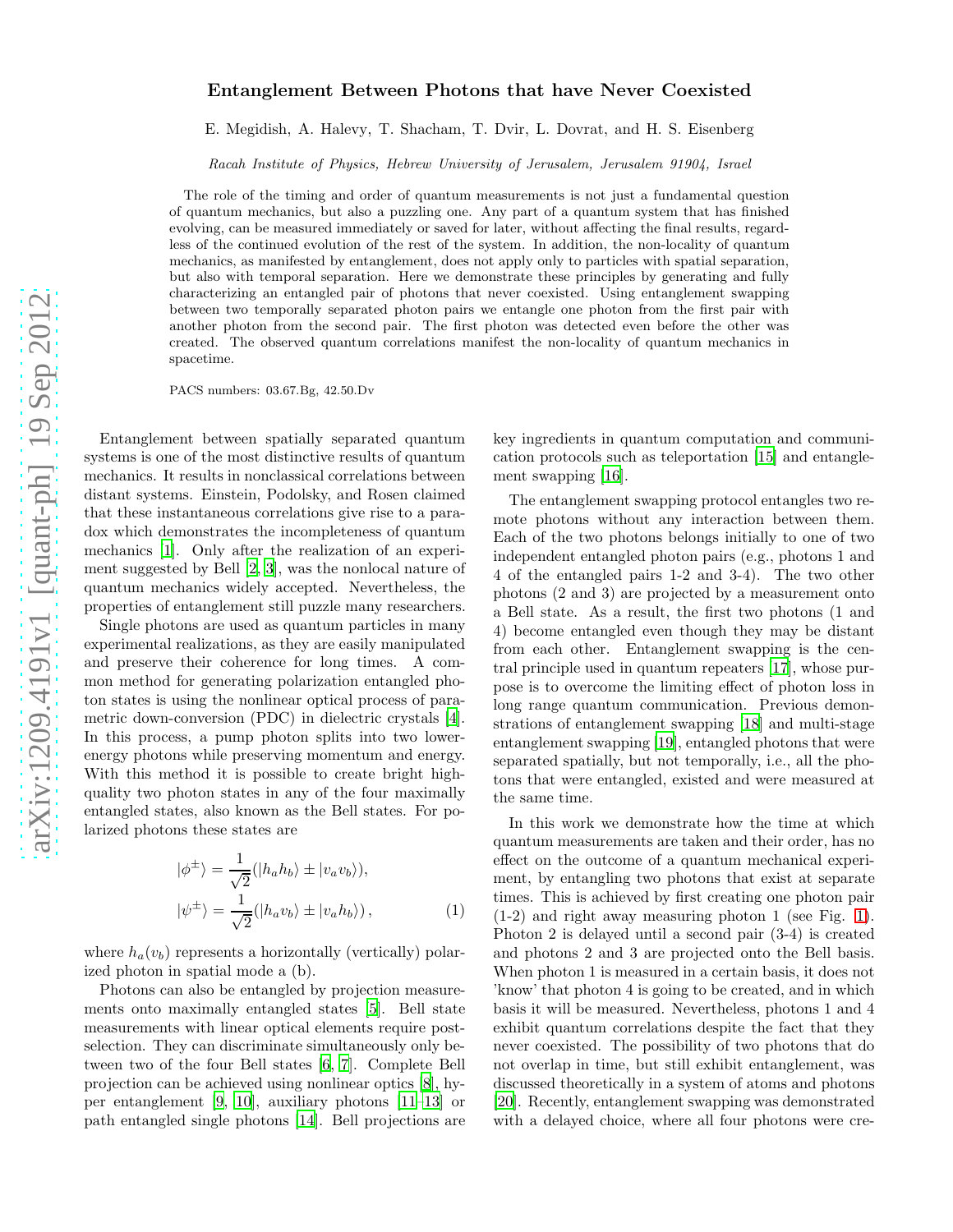# Entanglement Between Photons that have Never Coexisted

E. Megidish, A. Halevy, T. Shacham, T. Dvir, L. Dovrat, and H. S. Eisenberg

*Racah Institute of Physics, Hebrew University of Jerusalem, Jerusalem 91904, Israel*

The role of the timing and order of quantum measurements is not just a fundamental question of quantum mechanics, but also a puzzling one. Any part of a quantum system that has finished evolving, can be measured immediately or saved for later, without affecting the final results, regardless of the continued evolution of the rest of the system. In addition, the non-locality of quantum mechanics, as manifested by entanglement, does not apply only to particles with spatial separation, but also with temporal separation. Here we demonstrate these principles by generating and fully characterizing an entangled pair of photons that never coexisted. Using entanglement swapping between two temporally separated photon pairs we entangle one photon from the first pair with another photon from the second pair. The first photon was detected even before the other was created. The observed quantum correlations manifest the non-locality of quantum mechanics in spacetime.

PACS numbers: 03.67.Bg, 42.50.Dv

Entanglement between spatially separated quantum systems is one of the most distinctive results of quantum mechanics. It results in nonclassical correlations between distant systems. Einstein, Podolsky, and Rosen claimed that these instantaneous correlations give rise to a paradox which demonstrates the incompleteness of quantum mechanics [1]. Only after the realization of an experiment suggested by Bell [2, 3], was the nonlocal nature of quantum mechanics widely accepted. Nevertheless, the properties of entanglement still puzzle many researchers.

Single photons are used as quantum particles in many experimental realizations, as they are easily manipulated and preserve their coherence for long times. A common method for generating polarization entangled photon states is using the nonlinear optical process of parametric down-conversion (PDC) in dielectric crystals [4]. In this process, a pump photon splits into two lower-energy photons while preserving momentum and energy. With this method it is possible to create bright high-quality two photon states in any of the four maximally entangled states, also known as the Bell states. For polarized photons these states are

$$
\begin{aligned}
|\phi^{\pm}\rangle &= \frac{1}{\sqrt{2}}(|h_a h_b\rangle \pm |v_a v_b\rangle), \\
|\psi^{\pm}\rangle &= \frac{1}{\sqrt{2}}(|h_a v_b\rangle \pm |v_a h_b\rangle)\,, 
\end{aligned}
\tag{1}
$$

where $h_a(v_b)$ represents a horizontally (vertically) polarized photon in spatial mode a (b).

Photons can also be entangled by projection measurements onto maximally entangled states [5]. Bell state measurements with linear optical elements require post-selection. They can discriminate simultaneously only between two of the four Bell states [6, 7]. Complete Bell projection can be achieved using nonlinear optics [8], hyper entanglement [9, 10], auxiliary photons [11–13] or path entangled single photons [14]. Bell projections are key ingredients in quantum computation and communication protocols such as teleportation [15] and entanglement swapping [16].

The entanglement swapping protocol entangles two remote photons without any interaction between them. Each of the two photons belongs initially to one of two independent entangled photon pairs (e.g., photons 1 and 4 of the entangled pairs 1-2 and 3-4). The two other photons (2 and 3) are projected by a measurement onto a Bell state. As a result, the first two photons (1 and 4) become entangled even though they may be distant from each other. Entanglement swapping is the central principle used in quantum repeaters [17], whose purpose is to overcome the limiting effect of photon loss in long range quantum communication. Previous demonstrations of entanglement swapping [18] and multi-stage entanglement swapping [19], entangled photons that were separated spatially, but not temporally, i.e., all the photons that were entangled, existed and were measured at the same time.

In this work we demonstrate how the time at which quantum measurements are taken and their order, has no effect on the outcome of a quantum mechanical experiment, by entangling two photons that exist at separate times. This is achieved by first creating one photon pair (1-2) and right away measuring photon 1 (see Fig. 1). Photon 2 is delayed until a second pair (3-4) is created and photons 2 and 3 are projected onto the Bell basis. When photon 1 is measured in a certain basis, it does not 'know' that photon 4 is going to be created, and in which basis it will be measured. Nevertheless, photons 1 and 4 exhibit quantum correlations despite the fact that they never coexisted. The possibility of two photons that do not overlap in time, but still exhibit entanglement, was discussed theoretically in a system of atoms and photons [20]. Recently, entanglement swapping was demonstrated with a delayed choice, where all four photons were cre-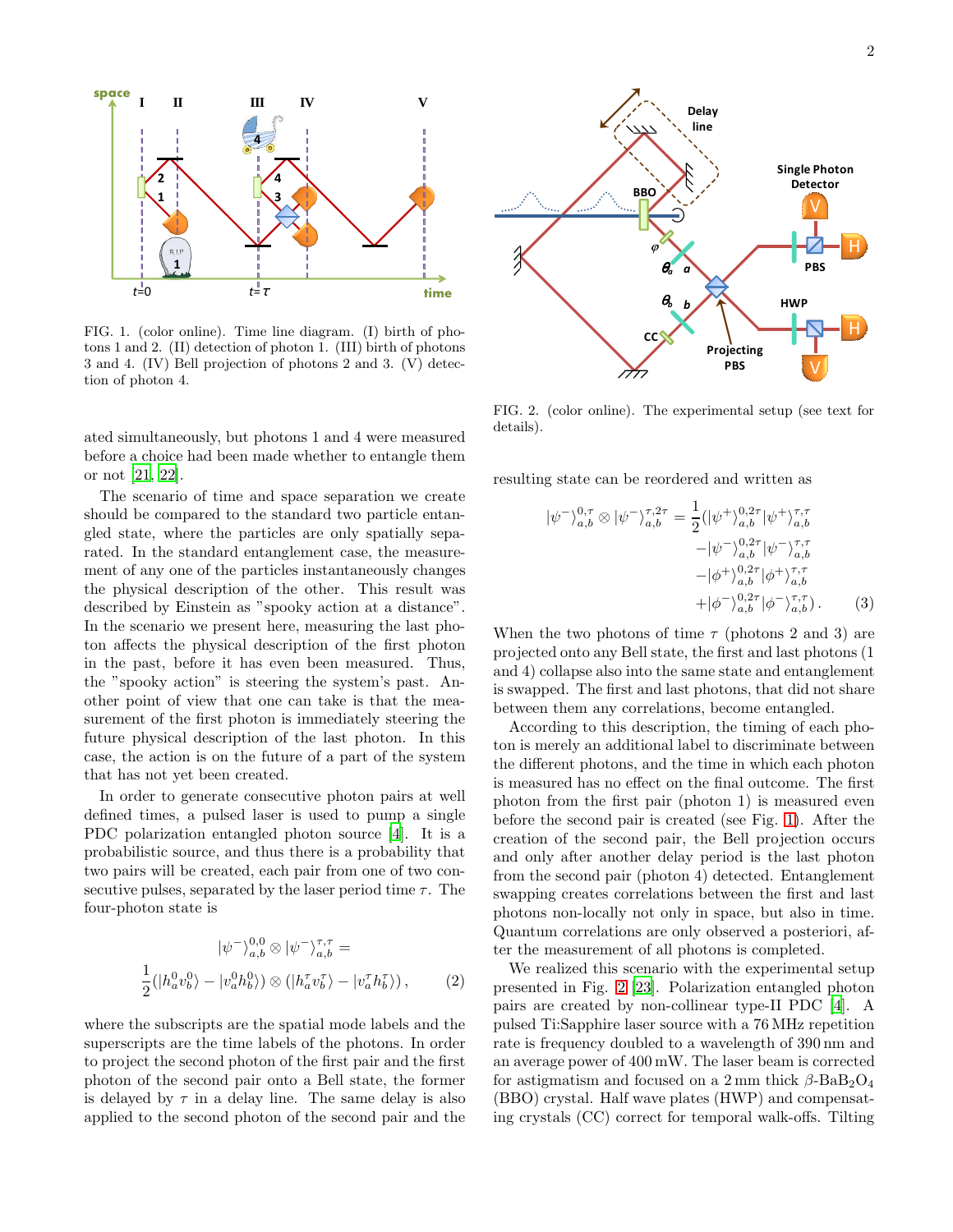FIG. 1. (color online). Time line diagram. (I) birth of photons 1 and 2. (II) detection of photon 1. (III) birth of photons 3 and 4. (IV) Bell projection of photons 2 and 3. (V) detection of photon 4.

ated simultaneously, but photons 1 and 4 were measured before a choice had been made whether to entangle them or not [21, 22].

The scenario of time and space separation we create should be compared to the standard two particle entangled state, where the particles are only spatially separated. In the standard entanglement case, the measurement of any one of the particles instantaneously changes the physical description of the other. This result was described by Einstein as "spooky action at a distance". In the scenario we present here, measuring the last photon affects the physical description of the first photon in the past, before it has even been measured. Thus, the "spooky action" is steering the system's past. Another point of view that one can take is that the measurement of the first photon is immediately steering the future physical description of the last photon. In this case, the action is on the future of a part of the system that has not yet been created.

In order to generate consecutive photon pairs at well defined times, a pulsed laser is used to pump a single PDC polarization entangled photon source [4]. It is a probabilistic source, and thus there is a probability that two pairs will be created, each pair from one of two consecutive pulses, separated by the laser period time $\tau$. The four-photon state is

$$|\psi^-\rangle^{0,0}_{a,b} \otimes |\psi^-\rangle^{\tau,\tau}_{a,b} = \frac{1}{2}(|h^0_a v^0_b\rangle - |v^0_a h^0_b\rangle) \otimes (|h^\tau_a v^\tau_b\rangle - |v^\tau_a h^\tau_b\rangle)\,, \quad (2)$$

where the subscripts are the spatial mode labels and the superscripts are the time labels of the photons. In order to project the second photon of the first pair and the first photon of the second pair onto a Bell state, the former is delayed by $\tau$ in a delay line. The same delay is also applied to the second photon of the second pair and the resulting state can be reordered and written as

$$\begin{aligned} |\psi^-\rangle^{0,\tau}_{a,b} \otimes |\psi^-\rangle^{\tau,2\tau}_{a,b} = \frac{1}{2}(&|\psi^+\rangle^{0,2\tau}_{a,b}|\psi^+\rangle^{\tau,\tau}_{a,b} \\ -&|\psi^-\rangle^{0,2\tau}_{a,b}|\psi^-\rangle^{\tau,\tau}_{a,b} \\ -&|\phi^+\rangle^{0,2\tau}_{a,b}|\phi^+\rangle^{\tau,\tau}_{a,b} \\ +&|\phi^-\rangle^{0,2\tau}_{a,b}|\phi^-\rangle^{\tau,\tau}_{a,b})\,. \end{aligned} \quad (3)$$

When the two photons of time $\tau$ (photons 2 and 3) are projected onto any Bell state, the first and last photons (1 and 4) collapse also into the same state and entanglement is swapped. The first and last photons, that did not share between them any correlations, become entangled.

According to this description, the timing of each photon is merely an additional label to discriminate between the different photons, and the time in which each photon is measured has no effect on the final outcome. The first photon from the first pair (photon 1) is measured even before the second pair is created (see Fig. 1). After the creation of the second pair, the Bell projection occurs and only after another delay period is the last photon from the second pair (photon 4) detected. Entanglement swapping creates correlations between the first and last photons non-locally not only in space, but also in time. Quantum correlations are only observed a posteriori, after the measurement of all photons is completed.

We realized this scenario with the experimental setup presented in Fig. 2 [23]. Polarization entangled photon pairs are created by non-collinear type-II PDC [4]. A pulsed Ti:Sapphire laser source with a 76 MHz repetition rate is frequency doubled to a wavelength of 390 nm and an average power of 400 mW. The laser beam is corrected for astigmatism and focused on a 2 mm thick $\beta$-BaB$_2$O$_4$ (BBO) crystal. Half wave plates (HWP) and compensating crystals (CC) correct for temporal walk-offs. Tilting

FIG. 2. (color online). The experimental setup (see text for details).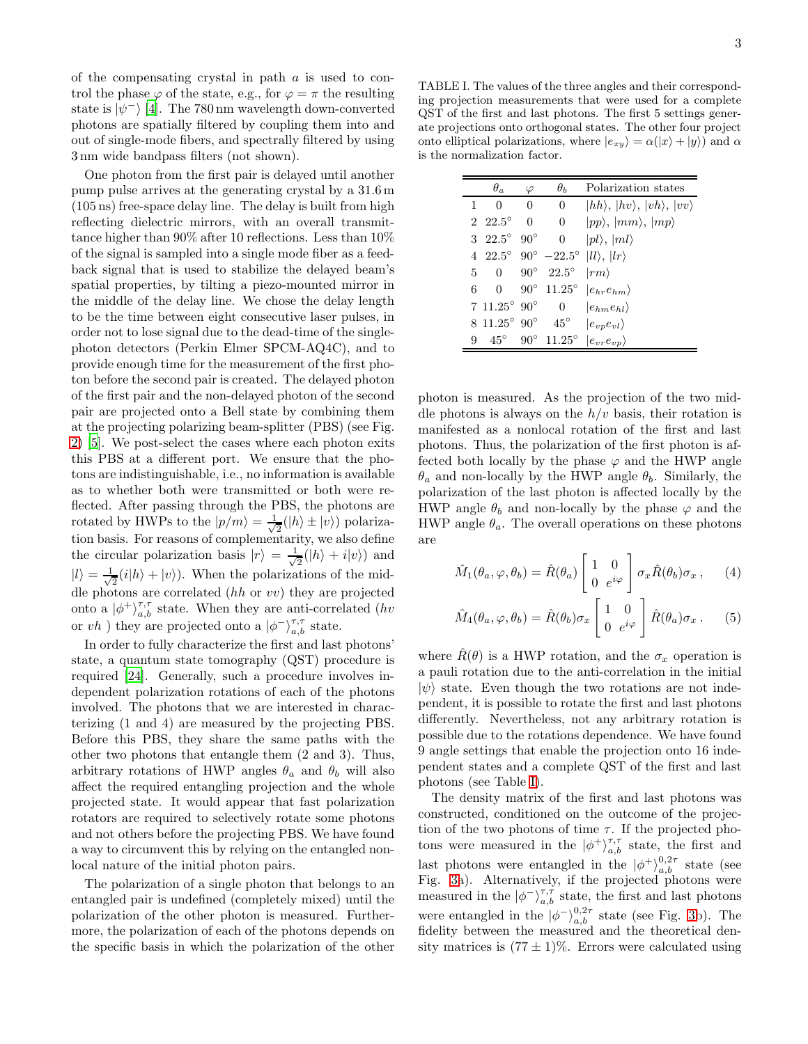of the compensating crystal in path $a$ is used to control the phase $\varphi$ of the state, e.g., for $\varphi = \pi$ the resulting state is $|\psi^-\rangle$ [4]. The 780 nm wavelength down-converted photons are spatially filtered by coupling them into and out of single-mode fibers, and spectrally filtered by using 3 nm wide bandpass filters (not shown).

One photon from the first pair is delayed until another pump pulse arrives at the generating crystal by a 31.6 m (105 ns) free-space delay line. The delay is built from high reflecting dielectric mirrors, with an overall transmittance higher than 90% after 10 reflections. Less than 10% of the signal is sampled into a single mode fiber as a feedback signal that is used to stabilize the delayed beam's spatial properties, by tilting a piezo-mounted mirror in the middle of the delay line. We chose the delay length to be the time between eight consecutive laser pulses, in order not to lose signal due to the dead-time of the single-photon detectors (Perkin Elmer SPCM-AQ4C), and to provide enough time for the measurement of the first photon before the second pair is created. The delayed photon of the first pair and the non-delayed photon of the second pair are projected onto a Bell state by combining them at the projecting polarizing beam-splitter (PBS) (see Fig. 2) [5]. We post-select the cases where each photon exits this PBS at a different port. We ensure that the photons are indistinguishable, i.e., no information is available as to whether both were transmitted or both were reflected. After passing through the PBS, the photons are rotated by HWPs to the $|p/m\rangle = \frac{1}{\sqrt{2}}(|h\rangle \pm |v\rangle)$ polarization basis. For reasons of complementarity, we also define the circular polarization basis $|r\rangle = \frac{1}{\sqrt{2}}(|h\rangle + i|v\rangle)$ and $|l\rangle = \frac{1}{\sqrt{2}}(i|h\rangle + |v\rangle)$. When the polarizations of the middle photons are correlated ($hh$ or $vv$) they are projected onto a $|\phi^+\rangle_{a,b}^{\tau,\tau}$ state. When they are anti-correlated ($hv$ or $vh$ ) they are projected onto a $|\phi^-\rangle_{a,b}^{\tau,\tau}$ state.

In order to fully characterize the first and last photons' state, a quantum state tomography (QST) procedure is required [24]. Generally, such a procedure involves independent polarization rotations of each of the photons involved. The photons that we are interested in characterizing (1 and 4) are measured by the projecting PBS. Before this PBS, they share the same paths with the other two photons that entangle them (2 and 3). Thus, arbitrary rotations of HWP angles $\theta_a$ and $\theta_b$ will also affect the required entangling projection and the whole projected state. It would appear that fast polarization rotators are required to selectively rotate some photons and not others before the projecting PBS. We have found a way to circumvent this by relying on the entangled nonlocal nature of the initial photon pairs.

The polarization of a single photon that belongs to an entangled pair is undefined (completely mixed) until the polarization of the other photon is measured. Furthermore, the polarization of each of the photons depends on the specific basis in which the polarization of the other photon is measured. As the projection of the two middle photons is always on the $h/v$ basis, their rotation is manifested as a nonlocal rotation of the first and last photons. Thus, the polarization of the first photon is affected both locally by the phase $\varphi$ and the HWP angle $\theta_a$ and non-locally by the HWP angle $\theta_b$. Similarly, the polarization of the last photon is affected locally by the HWP angle $\theta_b$ and non-locally by the phase $\varphi$ and the HWP angle $\theta_a$. The overall operations on these photons are

$$\hat{M}_1(\theta_a,\varphi,\theta_b) = \hat{R}(\theta_a)\begin{bmatrix} 1 & 0 \\ 0 & e^{i\varphi} \end{bmatrix}\sigma_x\hat{R}(\theta_b)\sigma_x\,, \quad (4)$$

$$\hat{M}_4(\theta_a,\varphi,\theta_b) = \hat{R}(\theta_b)\sigma_x\begin{bmatrix} 1 & 0 \\ 0 & e^{i\varphi} \end{bmatrix}\hat{R}(\theta_a)\sigma_x\,. \quad (5)$$

where $\hat{R}(\theta)$ is a HWP rotation, and the $\sigma_x$ operation is a pauli rotation due to the anti-correlation in the initial $|\psi\rangle$ state. Even though the two rotations are not independent, it is possible to rotate the first and last photons differently. Nevertheless, not any arbitrary rotation is possible due to the rotations dependence. We have found 9 angle settings that enable the projection onto 16 independent states and a complete QST of the first and last photons (see Table I).

TABLE I. The values of the three angles and their corresponding projection measurements that were used for a complete QST of the first and last photons. The first 5 settings generate projections onto orthogonal states. The other four project onto elliptical polarizations, where $|e_{xy}\rangle = \alpha(|x\rangle + |y\rangle)$ and $\alpha$ is the normalization factor.

| | $\theta_a$ | $\varphi$ | $\theta_b$ | Polarization states |
|---|---|---|---|---|
| 1 | 0 | 0 | 0 | $\|hh\rangle$, $\|hv\rangle$, $\|vh\rangle$, $\|vv\rangle$ |
| 2 | 22.5° | 0 | 0 | $\|pp\rangle$, $\|mm\rangle$, $\|mp\rangle$ |
| 3 | 22.5° | 90° | 0 | $\|pl\rangle$, $\|ml\rangle$ |
| 4 | 22.5° | 90° | −22.5° | $\|ll\rangle$, $\|lr\rangle$ |
| 5 | 0 | 90° | 22.5° | $\|rm\rangle$ |
| 6 | 0 | 90° | 11.25° | $\|e_{hr}e_{hm}\rangle$ |
| 7 | 11.25° | 90° | 0 | $\|e_{hm}e_{hl}\rangle$ |
| 8 | 11.25° | 90° | 45° | $\|e_{vp}e_{vl}\rangle$ |
| 9 | 45° | 90° | 11.25° | $\|e_{vr}e_{vp}\rangle$ |

The density matrix of the first and last photons was constructed, conditioned on the outcome of the projection of the two photons of time $\tau$. If the projected photons were measured in the $|\phi^+\rangle_{a,b}^{\tau,\tau}$ state, the first and last photons were entangled in the $|\phi^+\rangle_{a,b}^{0,2\tau}$ state (see Fig. 3a). Alternatively, if the projected photons were measured in the $|\phi^-\rangle_{a,b}^{\tau,\tau}$ state, the first and last photons were entangled in the $|\phi^-\rangle_{a,b}^{0,2\tau}$ state (see Fig. 3b). The fidelity between the measured and the theoretical density matrices is $(77 \pm 1)$%. Errors were calculated using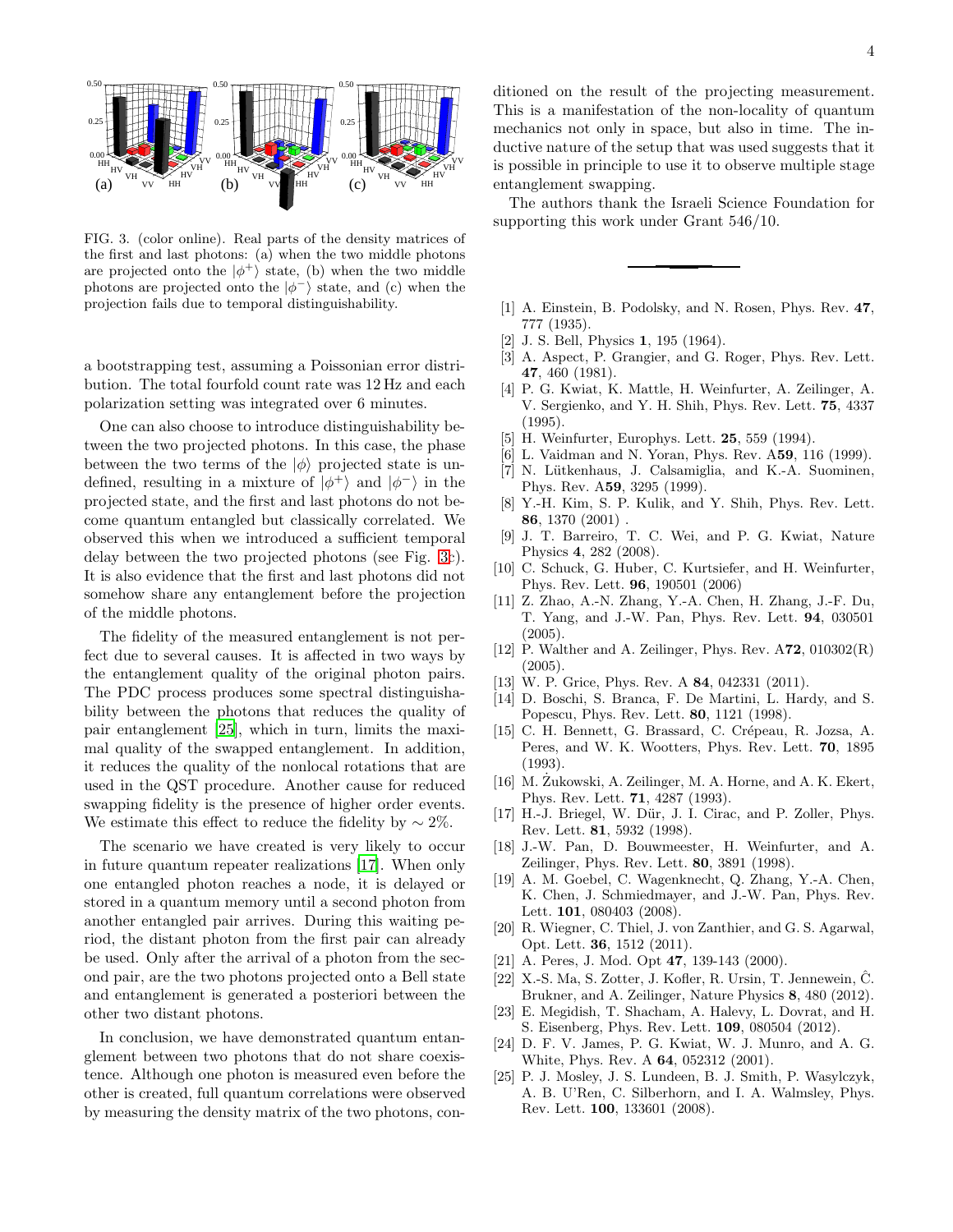0.50
0.25
0.00
HH
HV
VH
VV
HH
HV
VH
VV
(a)

0.50
0.25
0.00
HH
HV
VH
VV
HH
HV
VH
VV
(b)

0.50
0.25
0.00
HH
HV
VH
VV
HH
HV
VH
VV
(c)

FIG. 3. (color online). Real parts of the density matrices of the first and last photons: (a) when the two middle photons are projected onto the $|\phi^+\rangle$ state, (b) when the two middle photons are projected onto the $|\phi^-\rangle$ state, and (c) when the projection fails due to temporal distinguishability.

a bootstrapping test, assuming a Poissonian error distribution. The total fourfold count rate was 12 Hz and each polarization setting was integrated over 6 minutes.

One can also choose to introduce distinguishability between the two projected photons. In this case, the phase between the two terms of the $|\phi\rangle$ projected state is undefined, resulting in a mixture of $|\phi^+\rangle$ and $|\phi^-\rangle$ in the projected state, and the first and last photons do not become quantum entangled but classically correlated. We observed this when we introduced a sufficient temporal delay between the two projected photons (see Fig. 3c). It is also evidence that the first and last photons did not somehow share any entanglement before the projection of the middle photons.

The fidelity of the measured entanglement is not perfect due to several causes. It is affected in two ways by the entanglement quality of the original photon pairs. The PDC process produces some spectral distinguishability between the photons that reduces the quality of pair entanglement [25], which in turn, limits the maximal quality of the swapped entanglement. In addition, it reduces the quality of the nonlocal rotations that are used in the QST procedure. Another cause for reduced swapping fidelity is the presence of higher order events. We estimate this effect to reduce the fidelity by $\sim 2\%$.

The scenario we have created is very likely to occur in future quantum repeater realizations [17]. When only one entangled photon reaches a node, it is delayed or stored in a quantum memory until a second photon from another entangled pair arrives. During this waiting period, the distant photon from the first pair can already be used. Only after the arrival of a photon from the second pair, are the two photons projected onto a Bell state and entanglement is generated a posteriori between the other two distant photons.

In conclusion, we have demonstrated quantum entanglement between two photons that do not share coexistence. Although one photon is measured even before the other is created, full quantum correlations were observed by measuring the density matrix of the two photons, conditioned on the result of the projecting measurement. This is a manifestation of the non-locality of quantum mechanics not only in space, but also in time. The inductive nature of the setup that was used suggests that it is possible in principle to use it to observe multiple stage entanglement swapping.

The authors thank the Israeli Science Foundation for supporting this work under Grant 546/10.

---

[1] A. Einstein, B. Podolsky, and N. Rosen, Phys. Rev. **47**, 777 (1935).

[2] J. S. Bell, Physics **1**, 195 (1964).

[3] A. Aspect, P. Grangier, and G. Roger, Phys. Rev. Lett. **47**, 460 (1981).

[4] P. G. Kwiat, K. Mattle, H. Weinfurter, A. Zeilinger, A. V. Sergienko, and Y. H. Shih, Phys. Rev. Lett. **75**, 4337 (1995).

[5] H. Weinfurter, Europhys. Lett. **25**, 559 (1994).

[6] L. Vaidman and N. Yoran, Phys. Rev. A**59**, 116 (1999).

[7] N. Lütkenhaus, J. Calsamiglia, and K.-A. Suominen, Phys. Rev. A**59**, 3295 (1999).

[8] Y.-H. Kim, S. P. Kulik, and Y. Shih, Phys. Rev. Lett. **86**, 1370 (2001) .

[9] J. T. Barreiro, T. C. Wei, and P. G. Kwiat, Nature Physics **4**, 282 (2008).

[10] C. Schuck, G. Huber, C. Kurtsiefer, and H. Weinfurter, Phys. Rev. Lett. **96**, 190501 (2006)

[11] Z. Zhao, A.-N. Zhang, Y.-A. Chen, H. Zhang, J.-F. Du, T. Yang, and J.-W. Pan, Phys. Rev. Lett. **94**, 030501 (2005).

[12] P. Walther and A. Zeilinger, Phys. Rev. A**72**, 010302(R) (2005).

[13] W. P. Grice, Phys. Rev. A **84**, 042331 (2011).

[14] D. Boschi, S. Branca, F. De Martini, L. Hardy, and S. Popescu, Phys. Rev. Lett. **80**, 1121 (1998).

[15] C. H. Bennett, G. Brassard, C. Crépeau, R. Jozsa, A. Peres, and W. K. Wootters, Phys. Rev. Lett. **70**, 1895 (1993).

[16] M. Żukowski, A. Zeilinger, M. A. Horne, and A. K. Ekert, Phys. Rev. Lett. **71**, 4287 (1993).

[17] H.-J. Briegel, W. Dür, J. I. Cirac, and P. Zoller, Phys. Rev. Lett. **81**, 5932 (1998).

[18] J.-W. Pan, D. Bouwmeester, H. Weinfurter, and A. Zeilinger, Phys. Rev. Lett. **80**, 3891 (1998).

[19] A. M. Goebel, C. Wagenknecht, Q. Zhang, Y.-A. Chen, K. Chen, J. Schmiedmayer, and J.-W. Pan, Phys. Rev. Lett. **101**, 080403 (2008).

[20] R. Wiegner, C. Thiel, J. von Zanthier, and G. S. Agarwal, Opt. Lett. **36**, 1512 (2011).

[21] A. Peres, J. Mod. Opt **47**, 139-143 (2000).

[22] X.-S. Ma, S. Zotter, J. Kofler, R. Ursin, T. Jennewein, Č. Brukner, and A. Zeilinger, Nature Physics **8**, 480 (2012).

[23] E. Megidish, T. Shacham, A. Halevy, L. Dovrat, and H. S. Eisenberg, Phys. Rev. Lett. **109**, 080504 (2012).

[24] D. F. V. James, P. G. Kwiat, W. J. Munro, and A. G. White, Phys. Rev. A **64**, 052312 (2001).

[25] P. J. Mosley, J. S. Lundeen, B. J. Smith, P. Wasylczyk, A. B. U'Ren, C. Silberhorn, and I. A. Walmsley, Phys. Rev. Lett. **100**, 133601 (2008).